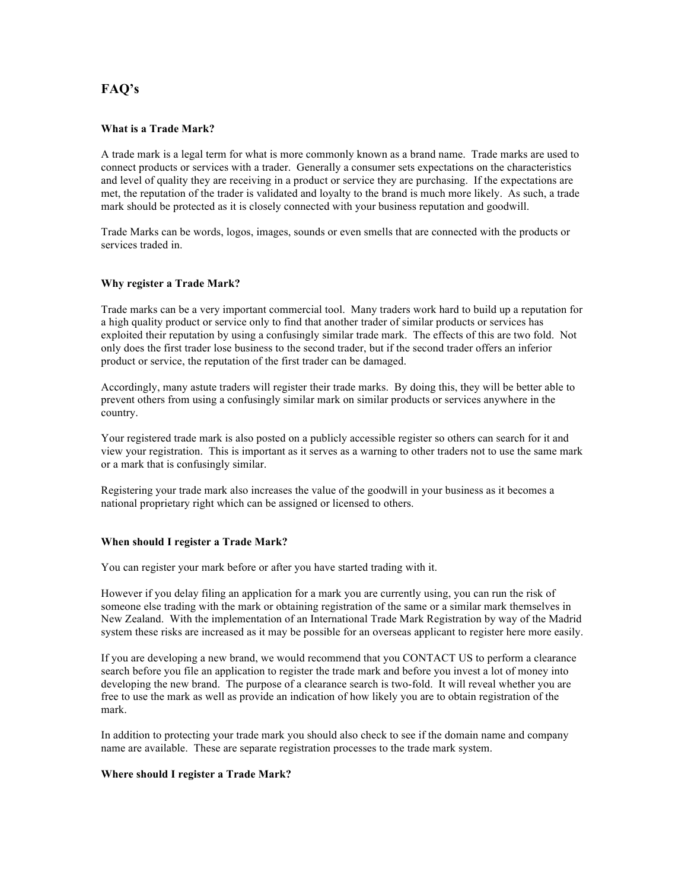# FAQ's

### What is a Trade Mark?

A trade mark is a legal term for what is more commonly known as a brand name. Trade marks are used to connect products or services with a trader. Generally a consumer sets expectations on the characteristics and level of quality they are receiving in a product or service they are purchasing. If the expectations are met, the reputation of the trader is validated and loyalty to the brand is much more likely. As such, a trade mark should be protected as it is closely connected with your business reputation and goodwill.

Trade Marks can be words, logos, images, sounds or even smells that are connected with the products or services traded in.

### Why register a Trade Mark?

Trade marks can be a very important commercial tool. Many traders work hard to build up a reputation for a high quality product or service only to find that another trader of similar products or services has exploited their reputation by using a confusingly similar trade mark. The effects of this are two fold. Not only does the first trader lose business to the second trader, but if the second trader offers an inferior product or service, the reputation of the first trader can be damaged.

Accordingly, many astute traders will register their trade marks. By doing this, they will be better able to prevent others from using a confusingly similar mark on similar products or services anywhere in the country.

Your registered trade mark is also posted on a publicly accessible register so others can search for it and view your registration. This is important as it serves as a warning to other traders not to use the same mark or a mark that is confusingly similar.

Registering your trade mark also increases the value of the goodwill in your business as it becomes a national proprietary right which can be assigned or licensed to others.

### When should I register a Trade Mark?

You can register your mark before or after you have started trading with it.

However if you delay filing an application for a mark you are currently using, you can run the risk of someone else trading with the mark or obtaining registration of the same or a similar mark themselves in New Zealand. With the implementation of an International Trade Mark Registration by way of the Madrid system these risks are increased as it may be possible for an overseas applicant to register here more easily.

If you are developing a new brand, we would recommend that you CONTACT US to perform a clearance search before you file an application to register the trade mark and before you invest a lot of money into developing the new brand. The purpose of a clearance search is two-fold. It will reveal whether you are free to use the mark as well as provide an indication of how likely you are to obtain registration of the mark.

In addition to protecting your trade mark you should also check to see if the domain name and company name are available. These are separate registration processes to the trade mark system.

### Where should I register a Trade Mark?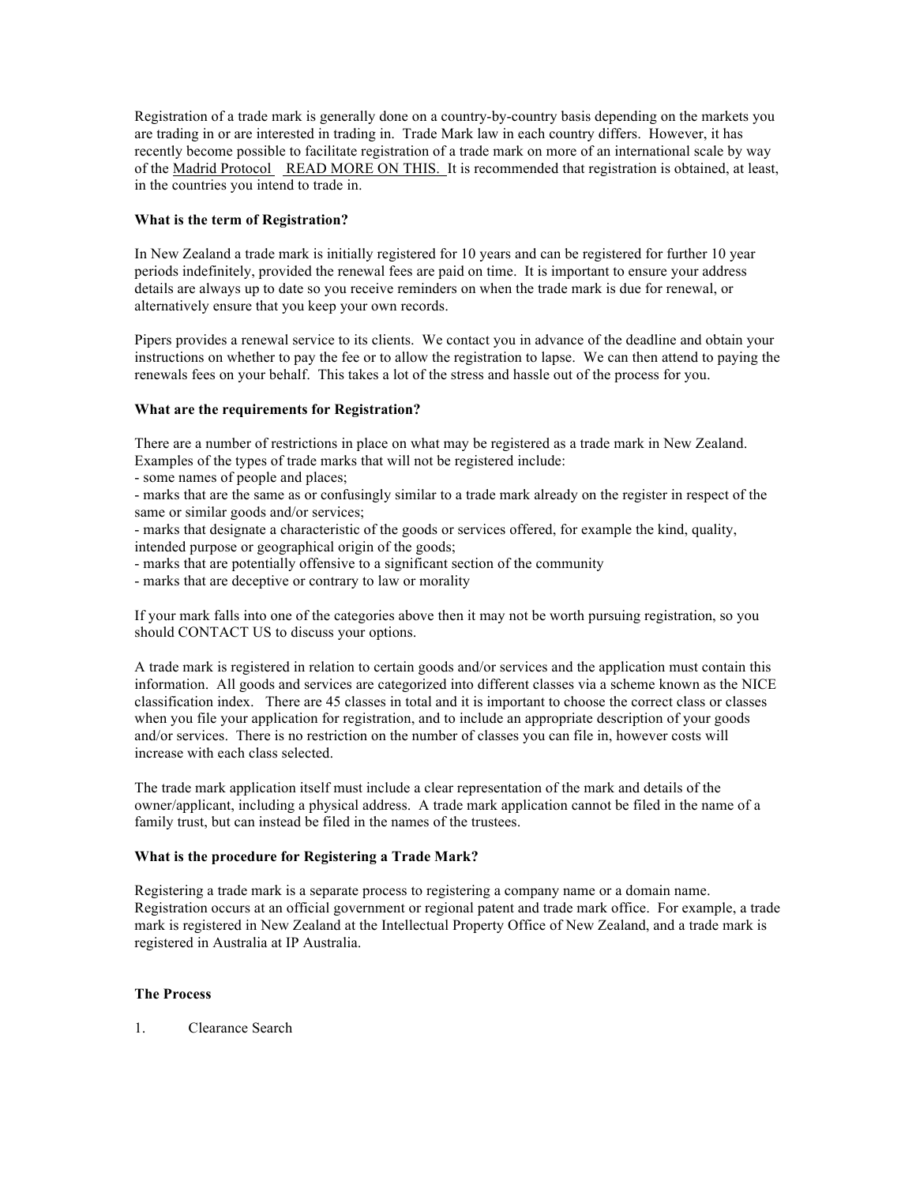Registration of a trade mark is generally done on a country-by-country basis depending on the markets you are trading in or are interested in trading in. Trade Mark law in each country differs. However, it has recently become possible to facilitate registration of a trade mark on more of an international scale by way of the Madrid Protocol READ MORE ON THIS. It is recommended that registration is obtained, at least, in the countries you intend to trade in.

**What is the term of Registration?**

In New Zealand a trade mark is initially registered for 10 years and can be registered for further 10 year periods indefinitely, provided the renewal fees are paid on time. It is important to ensure your address details are always up to date so you receive reminders on when the trade mark is due for renewal, or alternatively ensure that you keep your own records.

Pipers provides a renewal service to its clients. We contact you in advance of the deadline and obtain your instructions on whether to pay the fee or to allow the registration to lapse. We can then attend to paying the renewals fees on your behalf. This takes a lot of the stress and hassle out of the process for you.

**What are the requirements for Registration?**

There are a number of restrictions in place on what may be registered as a trade mark in New Zealand. Examples of the types of trade marks that will not be registered include:

- some names of people and places;
- marks that are the same as or confusingly similar to a trade mark already on the register in respect of the same or similar goods and/or services;
- marks that designate a characteristic of the goods or services offered, for example the kind, quality, intended purpose or geographical origin of the goods;
- marks that are potentially offensive to a significant section of the community
- marks that are deceptive or contrary to law or morality

If your mark falls into one of the categories above then it may not be worth pursuing registration, so you should CONTACT US to discuss your options.

A trade mark is registered in relation to certain goods and/or services and the application must contain this information. All goods and services are categorized into different classes via a scheme known as the NICE classification index. There are 45 classes in total and it is important to choose the correct class or classes when you file your application for registration, and to include an appropriate description of your goods and/or services. There is no restriction on the number of classes you can file in, however costs will increase with each class selected.

The trade mark application itself must include a clear representation of the mark and details of the owner/applicant, including a physical address. A trade mark application cannot be filed in the name of a family trust, but can instead be filed in the names of the trustees.

**What is the procedure for Registering a Trade Mark?**

Registering a trade mark is a separate process to registering a company name or a domain name. Registration occurs at an official government or regional patent and trade mark office. For example, a trade mark is registered in New Zealand at the Intellectual Property Office of New Zealand, and a trade mark is registered in Australia at IP Australia.

**The Process**

1. Clearance Search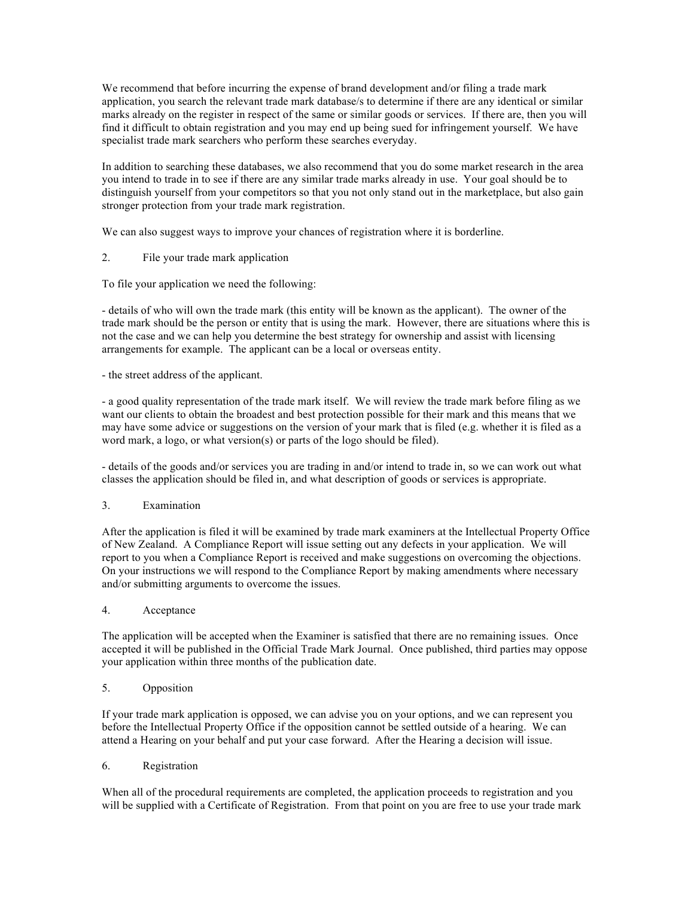We recommend that before incurring the expense of brand development and/or filing a trade mark application, you search the relevant trade mark database/s to determine if there are any identical or similar marks already on the register in respect of the same or similar goods or services. If there are, then you will find it difficult to obtain registration and you may end up being sued for infringement yourself. We have specialist trade mark searchers who perform these searches everyday.

In addition to searching these databases, we also recommend that you do some market research in the area you intend to trade in to see if there are any similar trade marks already in use. Your goal should be to distinguish yourself from your competitors so that you not only stand out in the marketplace, but also gain stronger protection from your trade mark registration.

We can also suggest ways to improve your chances of registration where it is borderline.

## 2. File your trade mark application

To file your application we need the following:

- details of who will own the trade mark (this entity will be known as the applicant). The owner of the trade mark should be the person or entity that is using the mark. However, there are situations where this is not the case and we can help you determine the best strategy for ownership and assist with licensing arrangements for example. The applicant can be a local or overseas entity.

- the street address of the applicant.

- a good quality representation of the trade mark itself. We will review the trade mark before filing as we want our clients to obtain the broadest and best protection possible for their mark and this means that we may have some advice or suggestions on the version of your mark that is filed (e.g. whether it is filed as a word mark, a logo, or what version(s) or parts of the logo should be filed).

- details of the goods and/or services you are trading in and/or intend to trade in, so we can work out what classes the application should be filed in, and what description of goods or services is appropriate.

## 3. Examination

After the application is filed it will be examined by trade mark examiners at the Intellectual Property Office of New Zealand. A Compliance Report will issue setting out any defects in your application. We will report to you when a Compliance Report is received and make suggestions on overcoming the objections. On your instructions we will respond to the Compliance Report by making amendments where necessary and/or submitting arguments to overcome the issues.

## 4. Acceptance

The application will be accepted when the Examiner is satisfied that there are no remaining issues. Once accepted it will be published in the Official Trade Mark Journal. Once published, third parties may oppose your application within three months of the publication date.

## 5. Opposition

If your trade mark application is opposed, we can advise you on your options, and we can represent you before the Intellectual Property Office if the opposition cannot be settled outside of a hearing. We can attend a Hearing on your behalf and put your case forward. After the Hearing a decision will issue.

## 6. Registration

When all of the procedural requirements are completed, the application proceeds to registration and you will be supplied with a Certificate of Registration. From that point on you are free to use your trade mark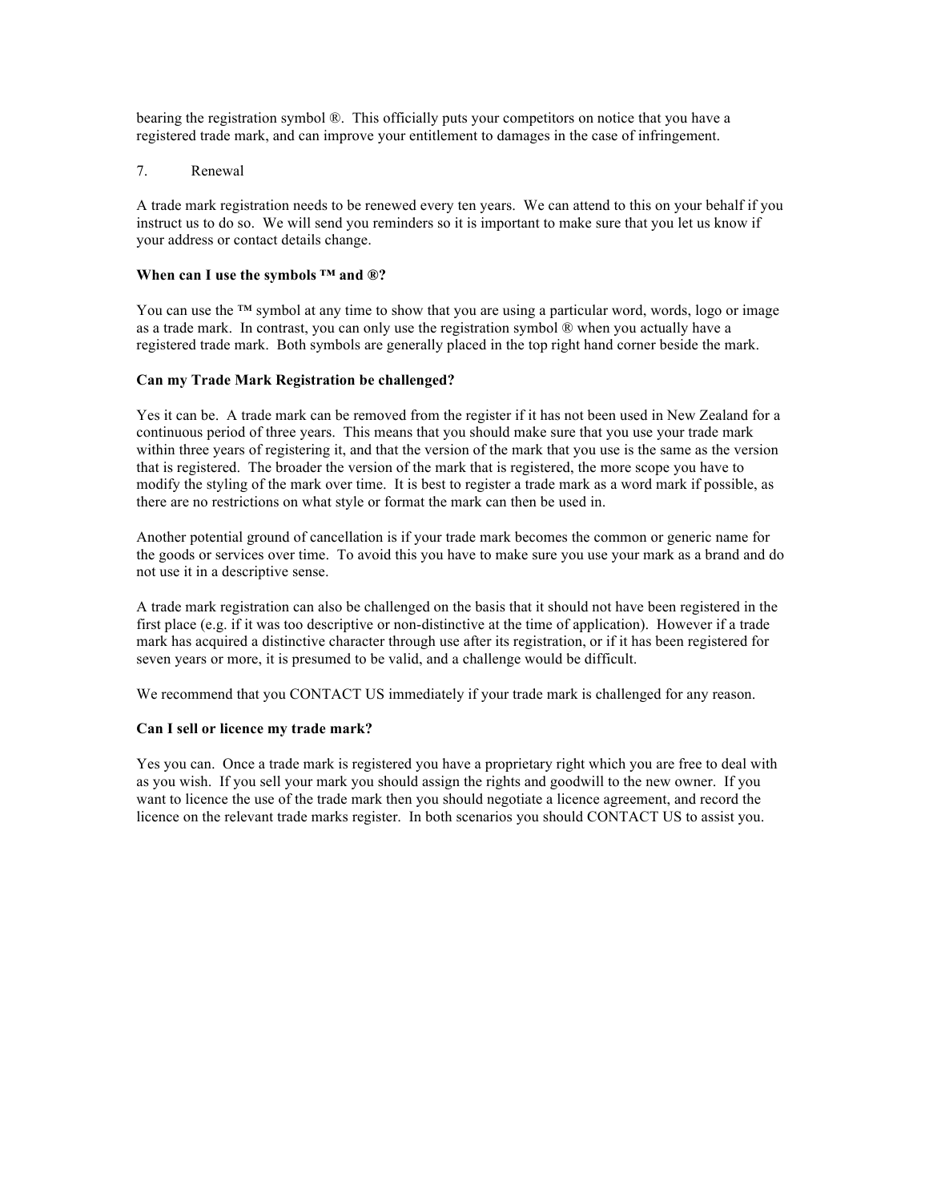bearing the registration symbol ®. This officially puts your competitors on notice that you have a registered trade mark, and can improve your entitlement to damages in the case of infringement.

7. Renewal

A trade mark registration needs to be renewed every ten years. We can attend to this on your behalf if you instruct us to do so. We will send you reminders so it is important to make sure that you let us know if your address or contact details change.

**When can I use the symbols ™ and ®?**

You can use the ™ symbol at any time to show that you are using a particular word, words, logo or image as a trade mark. In contrast, you can only use the registration symbol ® when you actually have a registered trade mark. Both symbols are generally placed in the top right hand corner beside the mark.

**Can my Trade Mark Registration be challenged?**

Yes it can be. A trade mark can be removed from the register if it has not been used in New Zealand for a continuous period of three years. This means that you should make sure that you use your trade mark within three years of registering it, and that the version of the mark that you use is the same as the version that is registered. The broader the version of the mark that is registered, the more scope you have to modify the styling of the mark over time. It is best to register a trade mark as a word mark if possible, as there are no restrictions on what style or format the mark can then be used in.

Another potential ground of cancellation is if your trade mark becomes the common or generic name for the goods or services over time. To avoid this you have to make sure you use your mark as a brand and do not use it in a descriptive sense.

A trade mark registration can also be challenged on the basis that it should not have been registered in the first place (e.g. if it was too descriptive or non-distinctive at the time of application). However if a trade mark has acquired a distinctive character through use after its registration, or if it has been registered for seven years or more, it is presumed to be valid, and a challenge would be difficult.

We recommend that you CONTACT US immediately if your trade mark is challenged for any reason.

**Can I sell or licence my trade mark?**

Yes you can. Once a trade mark is registered you have a proprietary right which you are free to deal with as you wish. If you sell your mark you should assign the rights and goodwill to the new owner. If you want to licence the use of the trade mark then you should negotiate a licence agreement, and record the licence on the relevant trade marks register. In both scenarios you should CONTACT US to assist you.